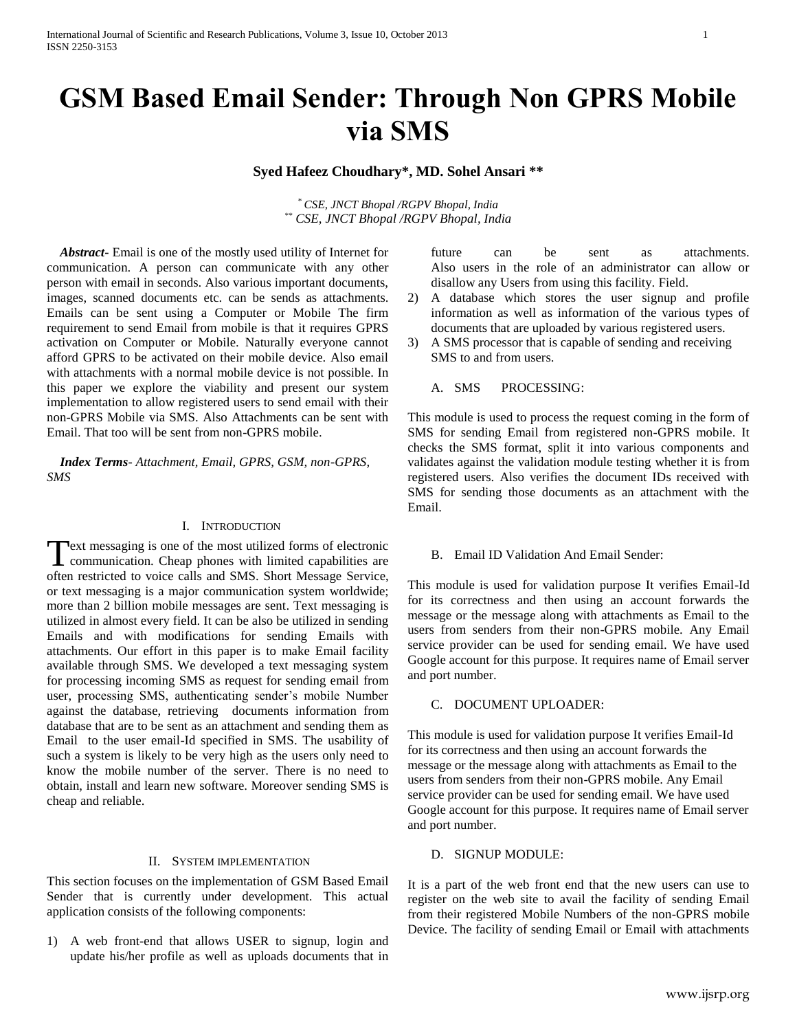# GSM Based Email Sender: Through Non GPRS Mobile via SMS

**Syed Hafeez Choudhary*, MD. Sohel Ansari ****

\* *CSE, JNCT Bhopal /RGPV Bhopal, India*
\*\* *CSE, JNCT Bhopal /RGPV Bhopal, India*

***Abstract-*** Email is one of the mostly used utility of Internet for communication. A person can communicate with any other person with email in seconds. Also various important documents, images, scanned documents etc. can be sends as attachments. Emails can be sent using a Computer or Mobile The firm requirement to send Email from mobile is that it requires GPRS activation on Computer or Mobile. Naturally everyone cannot afford GPRS to be activated on their mobile device. Also email with attachments with a normal mobile device is not possible. In this paper we explore the viability and present our system implementation to allow registered users to send email with their non-GPRS Mobile via SMS. Also Attachments can be sent with Email. That too will be sent from non-GPRS mobile.

***Index Terms****- Attachment, Email, GPRS, GSM, non-GPRS, SMS*

## I. Introduction

Text messaging is one of the most utilized forms of electronic communication. Cheap phones with limited capabilities are often restricted to voice calls and SMS. Short Message Service, or text messaging is a major communication system worldwide; more than 2 billion mobile messages are sent. Text messaging is utilized in almost every field. It can be also be utilized in sending Emails and with modifications for sending Emails with attachments. Our effort in this paper is to make Email facility available through SMS. We developed a text messaging system for processing incoming SMS as request for sending email from user, processing SMS, authenticating sender's mobile Number against the database, retrieving documents information from database that are to be sent as an attachment and sending them as Email to the user email-Id specified in SMS. The usability of such a system is likely to be very high as the users only need to know the mobile number of the server. There is no need to obtain, install and learn new software. Moreover sending SMS is cheap and reliable.

## II. System implementation

This section focuses on the implementation of GSM Based Email Sender that is currently under development. This actual application consists of the following components:

1) A web front-end that allows USER to signup, login and update his/her profile as well as uploads documents that in future can be sent as attachments. Also users in the role of an administrator can allow or disallow any Users from using this facility. Field.
2) A database which stores the user signup and profile information as well as information of the various types of documents that are uploaded by various registered users.
3) A SMS processor that is capable of sending and receiving SMS to and from users.

### A. SMS PROCESSING:

This module is used to process the request coming in the form of SMS for sending Email from registered non-GPRS mobile. It checks the SMS format, split it into various components and validates against the validation module testing whether it is from registered users. Also verifies the document IDs received with SMS for sending those documents as an attachment with the Email.

### B. Email ID Validation And Email Sender:

This module is used for validation purpose It verifies Email-Id for its correctness and then using an account forwards the message or the message along with attachments as Email to the users from senders from their non-GPRS mobile. Any Email service provider can be used for sending email. We have used Google account for this purpose. It requires name of Email server and port number.

### C. DOCUMENT UPLOADER:

This module is used for validation purpose It verifies Email-Id for its correctness and then using an account forwards the message or the message along with attachments as Email to the users from senders from their non-GPRS mobile. Any Email service provider can be used for sending email. We have used Google account for this purpose. It requires name of Email server and port number.

### D. SIGNUP MODULE:

It is a part of the web front end that the new users can use to register on the web site to avail the facility of sending Email from their registered Mobile Numbers of the non-GPRS mobile Device. The facility of sending Email or Email with attachments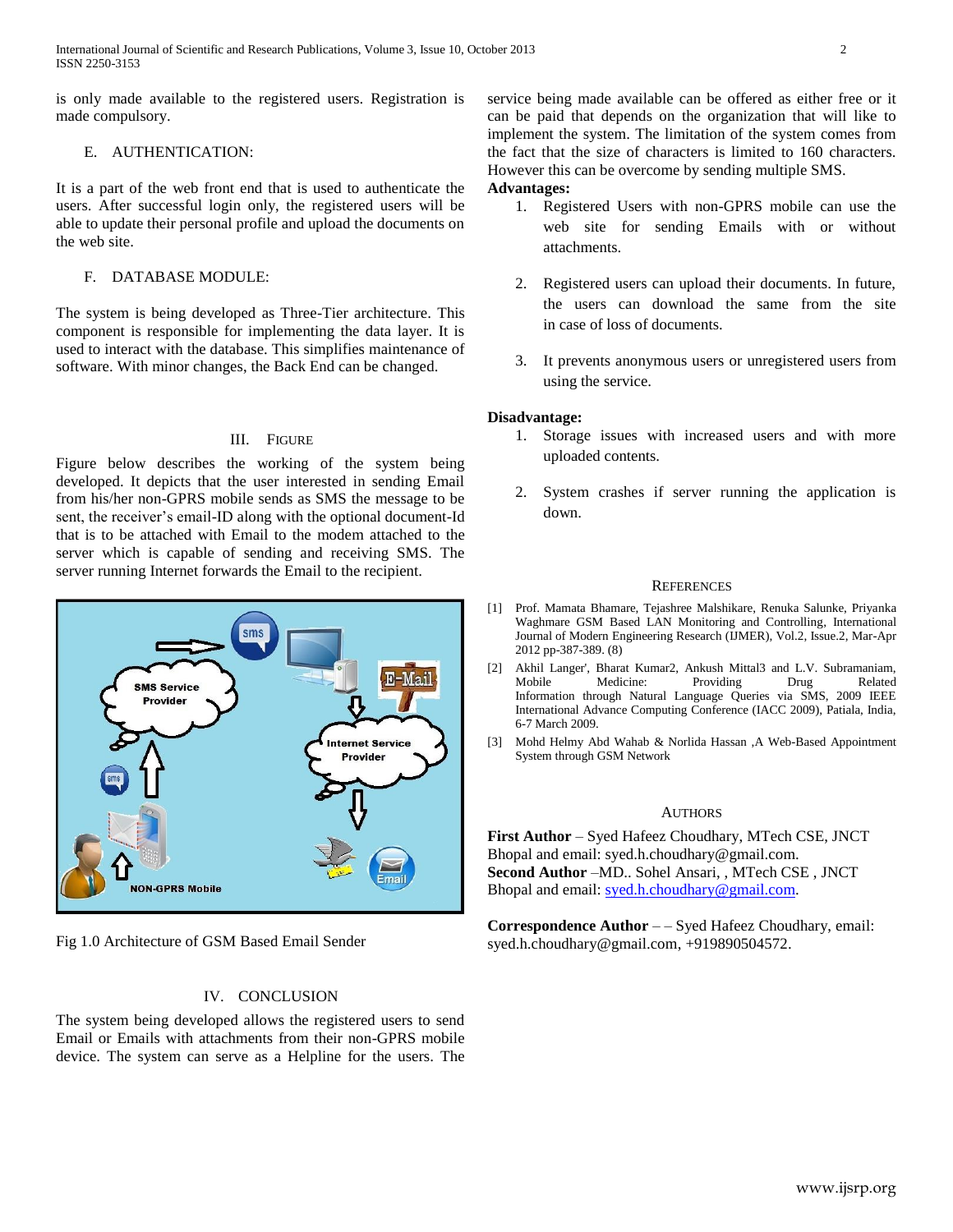is only made available to the registered users. Registration is made compulsory.

### E. AUTHENTICATION:

It is a part of the web front end that is used to authenticate the users. After successful login only, the registered users will be able to update their personal profile and upload the documents on the web site.

### F. DATABASE MODULE:

The system is being developed as Three-Tier architecture. This component is responsible for implementing the data layer. It is used to interact with the database. This simplifies maintenance of software. With minor changes, the Back End can be changed.

## III. FIGURE

Figure below describes the working of the system being developed. It depicts that the user interested in sending Email from his/her non-GPRS mobile sends as SMS the message to be sent, the receiver's email-ID along with the optional document-Id that is to be attached with Email to the modem attached to the server which is capable of sending and receiving SMS. The server running Internet forwards the Email to the recipient.

sms
SMS Service Provider
E-Mail
Internet Service Provider
sms
NON-GPRS Mobile
Email

Fig 1.0 Architecture of GSM Based Email Sender

## IV. CONCLUSION

The system being developed allows the registered users to send Email or Emails with attachments from their non-GPRS mobile device. The system can serve as a Helpline for the users. The service being made available can be offered as either free or it can be paid that depends on the organization that will like to implement the system. The limitation of the system comes from the fact that the size of characters is limited to 160 characters. However this can be overcome by sending multiple SMS.

**Advantages:**

1. Registered Users with non-GPRS mobile can use the web site for sending Emails with or without attachments.
2. Registered users can upload their documents. In future, the users can download the same from the site in case of loss of documents.
3. It prevents anonymous users or unregistered users from using the service.

**Disadvantage:**

1. Storage issues with increased users and with more uploaded contents.
2. System crashes if server running the application is down.

## REFERENCES

[1] Prof. Mamata Bhamare, Tejashree Malshikare, Renuka Salunke, Priyanka Waghmare GSM Based LAN Monitoring and Controlling, International Journal of Modern Engineering Research (IJMER), Vol.2, Issue.2, Mar-Apr 2012 pp-387-389. (8)

[2] Akhil Langer', Bharat Kumar2, Ankush Mittal3 and L.V. Subramaniam, Mobile Medicine: Providing Drug Related Information through Natural Language Queries via SMS, 2009 IEEE International Advance Computing Conference (IACC 2009), Patiala, India, 6-7 March 2009.

[3] Mohd Helmy Abd Wahab & Norlida Hassan ,A Web-Based Appointment System through GSM Network

## AUTHORS

**First Author** – Syed Hafeez Choudhary, MTech CSE, JNCT Bhopal and email: syed.h.choudhary@gmail.com.
**Second Author** –MD.. Sohel Ansari, , MTech CSE , JNCT Bhopal and email: syed.h.choudhary@gmail.com.

**Correspondence Author** – – Syed Hafeez Choudhary, email: syed.h.choudhary@gmail.com, +919890504572.